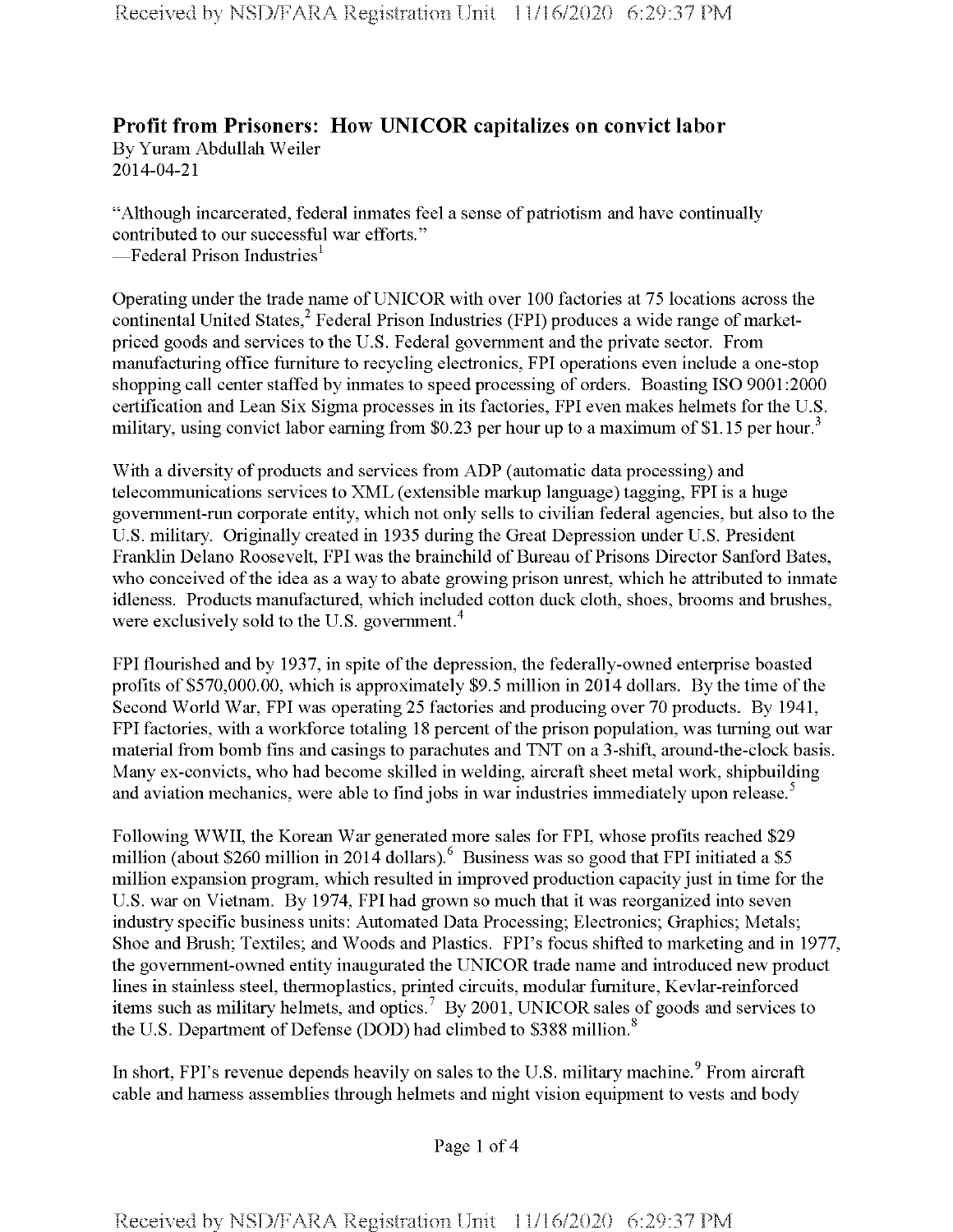# Profit from Prisoners: How UNICOR capitalizes on convict labor

By Yuram Abdullah Weiler
2014-04-21

"Although incarcerated, federal inmates feel a sense of patriotism and have continually contributed to our successful war efforts."
—Federal Prison Industries[1]

Operating under the trade name of UNICOR with over 100 factories at 75 locations across the continental United States,[2] Federal Prison Industries (FPI) produces a wide range of market-priced goods and services to the U.S. Federal government and the private sector. From manufacturing office furniture to recycling electronics, FPI operations even include a one-stop shopping call center staffed by inmates to speed processing of orders. Boasting ISO 9001:2000 certification and Lean Six Sigma processes in its factories, FPI even makes helmets for the U.S. military, using convict labor earning from $0.23 per hour up to a maximum of $1.15 per hour.[3]

With a diversity of products and services from ADP (automatic data processing) and telecommunications services to XML (extensible markup language) tagging, FPI is a huge government-run corporate entity, which not only sells to civilian federal agencies, but also to the U.S. military. Originally created in 1935 during the Great Depression under U.S. President Franklin Delano Roosevelt, FPI was the brainchild of Bureau of Prisons Director Sanford Bates, who conceived of the idea as a way to abate growing prison unrest, which he attributed to inmate idleness. Products manufactured, which included cotton duck cloth, shoes, brooms and brushes, were exclusively sold to the U.S. government.[4]

FPI flourished and by 1937, in spite of the depression, the federally-owned enterprise boasted profits of $570,000.00, which is approximately $9.5 million in 2014 dollars. By the time of the Second World War, FPI was operating 25 factories and producing over 70 products. By 1941, FPI factories, with a workforce totaling 18 percent of the prison population, was turning out war material from bomb fins and casings to parachutes and TNT on a 3-shift, around-the-clock basis. Many ex-convicts, who had become skilled in welding, aircraft sheet metal work, shipbuilding and aviation mechanics, were able to find jobs in war industries immediately upon release.[5]

Following WWII, the Korean War generated more sales for FPI, whose profits reached $29 million (about $260 million in 2014 dollars).[6] Business was so good that FPI initiated a $5 million expansion program, which resulted in improved production capacity just in time for the U.S. war on Vietnam. By 1974, FPI had grown so much that it was reorganized into seven industry specific business units: Automated Data Processing; Electronics; Graphics; Metals; Shoe and Brush; Textiles; and Woods and Plastics. FPI's focus shifted to marketing and in 1977, the government-owned entity inaugurated the UNICOR trade name and introduced new product lines in stainless steel, thermoplastics, printed circuits, modular furniture, Kevlar-reinforced items such as military helmets, and optics.[7] By 2001, UNICOR sales of goods and services to the U.S. Department of Defense (DOD) had climbed to $388 million.[8]

In short, FPI's revenue depends heavily on sales to the U.S. military machine.[9] From aircraft cable and harness assemblies through helmets and night vision equipment to vests and body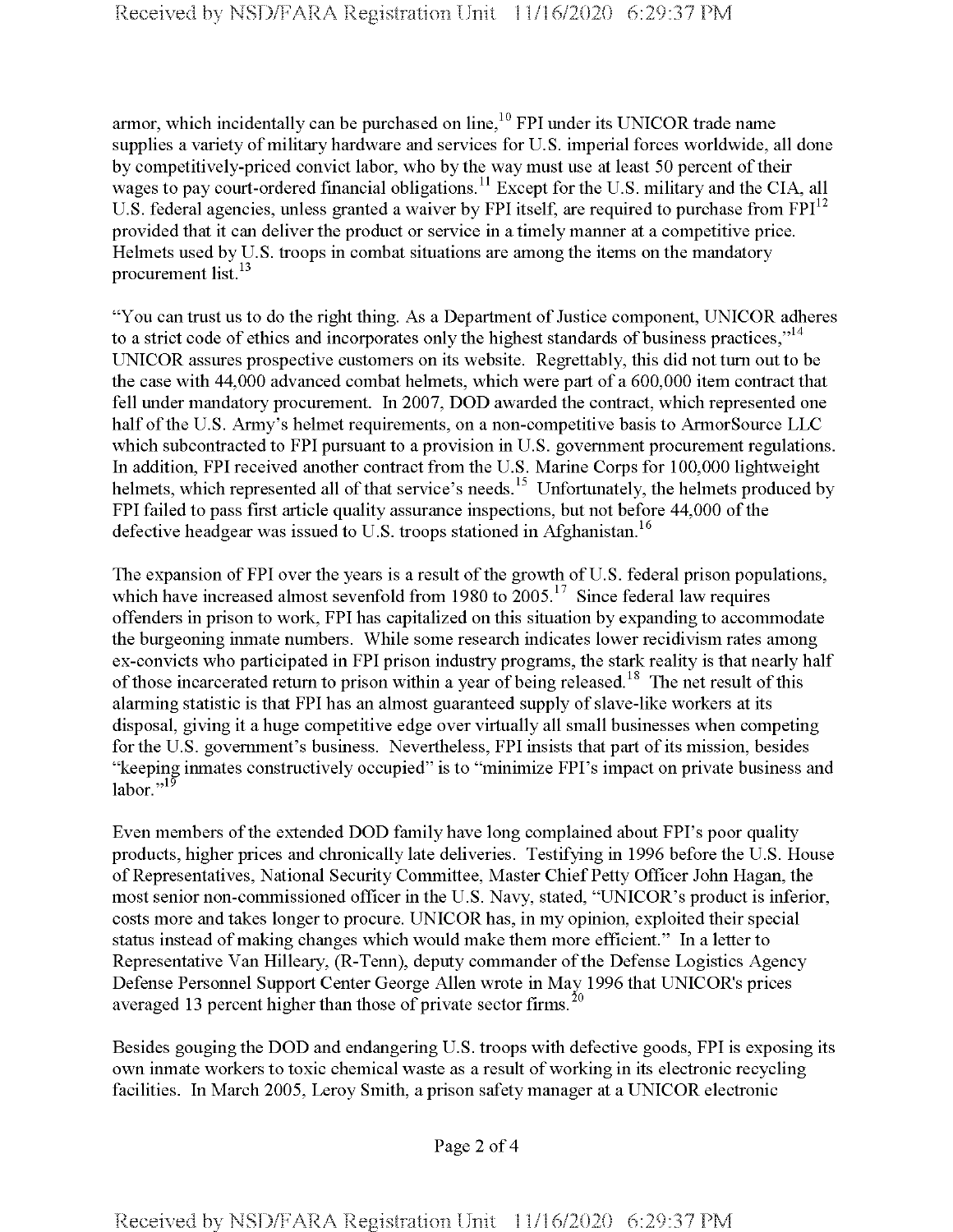armor, which incidentally can be purchased on line,[10] FPI under its UNICOR trade name supplies a variety of military hardware and services for U.S. imperial forces worldwide, all done by competitively-priced convict labor, who by the way must use at least 50 percent of their wages to pay court-ordered financial obligations.[11] Except for the U.S. military and the CIA, all U.S. federal agencies, unless granted a waiver by FPI itself, are required to purchase from FPI[12] provided that it can deliver the product or service in a timely manner at a competitive price. Helmets used by U.S. troops in combat situations are among the items on the mandatory procurement list.[13]

"You can trust us to do the right thing. As a Department of Justice component, UNICOR adheres to a strict code of ethics and incorporates only the highest standards of business practices,"[14] UNICOR assures prospective customers on its website. Regrettably, this did not turn out to be the case with 44,000 advanced combat helmets, which were part of a 600,000 item contract that fell under mandatory procurement. In 2007, DOD awarded the contract, which represented one half of the U.S. Army's helmet requirements, on a non-competitive basis to ArmorSource LLC which subcontracted to FPI pursuant to a provision in U.S. government procurement regulations. In addition, FPI received another contract from the U.S. Marine Corps for 100,000 lightweight helmets, which represented all of that service's needs.[15] Unfortunately, the helmets produced by FPI failed to pass first article quality assurance inspections, but not before 44,000 of the defective headgear was issued to U.S. troops stationed in Afghanistan.[16]

The expansion of FPI over the years is a result of the growth of U.S. federal prison populations, which have increased almost sevenfold from 1980 to 2005.[17] Since federal law requires offenders in prison to work, FPI has capitalized on this situation by expanding to accommodate the burgeoning inmate numbers. While some research indicates lower recidivism rates among ex-convicts who participated in FPI prison industry programs, the stark reality is that nearly half of those incarcerated return to prison within a year of being released.[18] The net result of this alarming statistic is that FPI has an almost guaranteed supply of slave-like workers at its disposal, giving it a huge competitive edge over virtually all small businesses when competing for the U.S. government's business. Nevertheless, FPI insists that part of its mission, besides "keeping inmates constructively occupied" is to "minimize FPI's impact on private business and labor."[19]

Even members of the extended DOD family have long complained about FPI's poor quality products, higher prices and chronically late deliveries. Testifying in 1996 before the U.S. House of Representatives, National Security Committee, Master Chief Petty Officer John Hagan, the most senior non-commissioned officer in the U.S. Navy, stated, "UNICOR's product is inferior, costs more and takes longer to procure. UNICOR has, in my opinion, exploited their special status instead of making changes which would make them more efficient." In a letter to Representative Van Hilleary, (R-Tenn), deputy commander of the Defense Logistics Agency Defense Personnel Support Center George Allen wrote in May 1996 that UNICOR's prices averaged 13 percent higher than those of private sector firms.[20]

Besides gouging the DOD and endangering U.S. troops with defective goods, FPI is exposing its own inmate workers to toxic chemical waste as a result of working in its electronic recycling facilities. In March 2005, Leroy Smith, a prison safety manager at a UNICOR electronic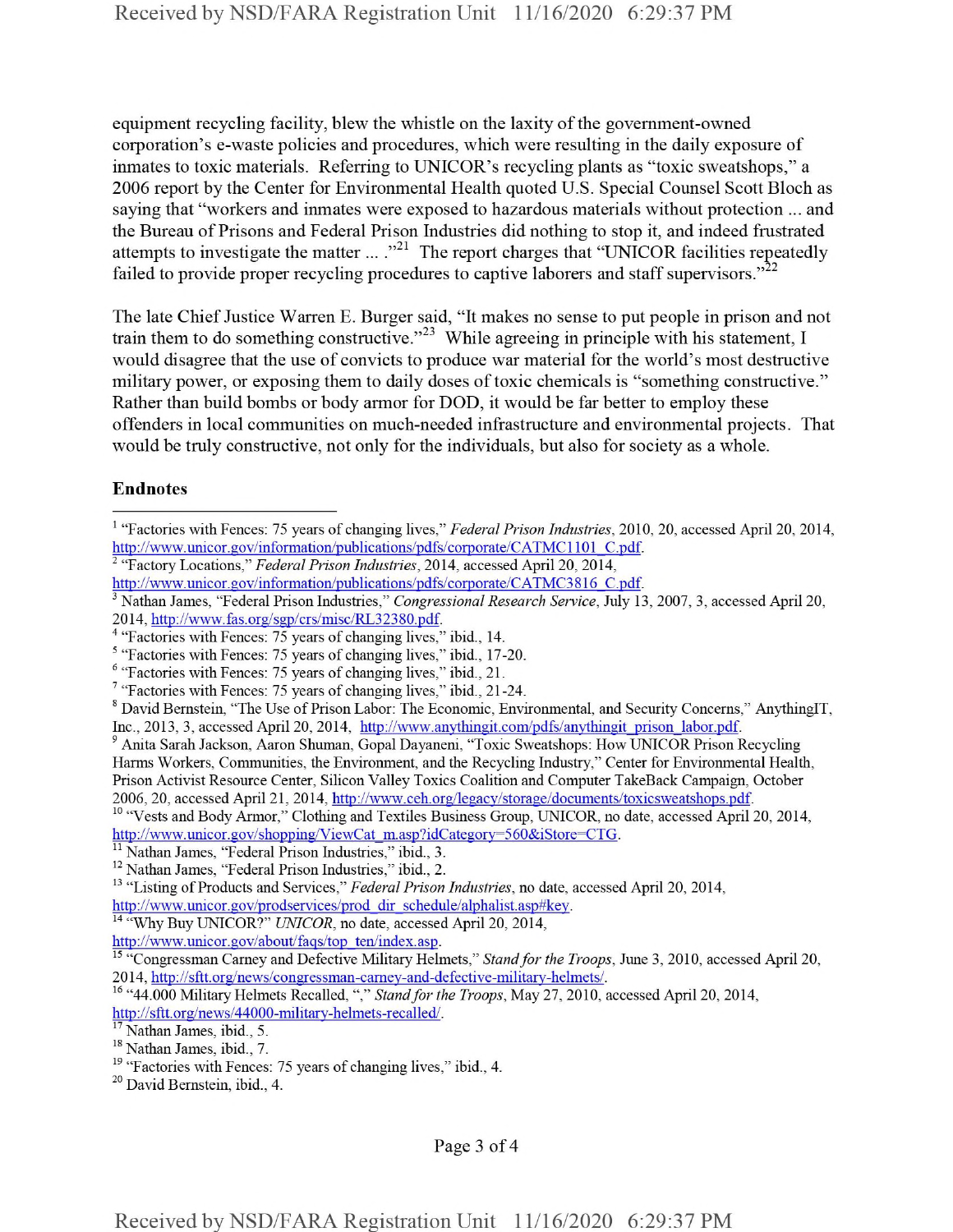equipment recycling facility, blew the whistle on the laxity of the government-owned corporation's e-waste policies and procedures, which were resulting in the daily exposure of inmates to toxic materials. Referring to UNICOR's recycling plants as "toxic sweatshops," a 2006 report by the Center for Environmental Health quoted U.S. Special Counsel Scott Bloch as saying that "workers and inmates were exposed to hazardous materials without protection ... and the Bureau of Prisons and Federal Prison Industries did nothing to stop it, and indeed frustrated attempts to investigate the matter ... ."[21] The report charges that "UNICOR facilities repeatedly failed to provide proper recycling procedures to captive laborers and staff supervisors."[22]

The late Chief Justice Warren E. Burger said, "It makes no sense to put people in prison and not train them to do something constructive."[23] While agreeing in principle with his statement, I would disagree that the use of convicts to produce war material for the world's most destructive military power, or exposing them to daily doses of toxic chemicals is "something constructive." Rather than build bombs or body armor for DOD, it would be far better to employ these offenders in local communities on much-needed infrastructure and environmental projects. That would be truly constructive, not only for the individuals, but also for society as a whole.

**Endnotes**

[1] "Factories with Fences: 75 years of changing lives," *Federal Prison Industries*, 2010, 20, accessed April 20, 2014, http://www.unicor.gov/information/publications/pdfs/corporate/CATMC1101_C.pdf.
[2] "Factory Locations," *Federal Prison Industries*, 2014, accessed April 20, 2014, http://www.unicor.gov/information/publications/pdfs/corporate/CATMC3816_C.pdf.
[3] Nathan James, "Federal Prison Industries," *Congressional Research Service*, July 13, 2007, 3, accessed April 20, 2014, http://www.fas.org/sgp/crs/misc/RL32380.pdf.
[4] "Factories with Fences: 75 years of changing lives," ibid., 14.
[5] "Factories with Fences: 75 years of changing lives," ibid., 17-20.
[6] "Factories with Fences: 75 years of changing lives," ibid., 21.
[7] "Factories with Fences: 75 years of changing lives," ibid., 21-24.
[8] David Bernstein, "The Use of Prison Labor: The Economic, Environmental, and Security Concerns," AnythingIT, Inc., 2013, 3, accessed April 20, 2014, http://www.anythingit.com/pdfs/anythingit_prison_labor.pdf.
[9] Anita Sarah Jackson, Aaron Shuman, Gopal Dayaneni, "Toxic Sweatshops: How UNICOR Prison Recycling Harms Workers, Communities, the Environment, and the Recycling Industry," Center for Environmental Health, Prison Activist Resource Center, Silicon Valley Toxics Coalition and Computer TakeBack Campaign, October 2006, 20, accessed April 21, 2014, http://www.ceh.org/legacy/storage/documents/toxicsweatshops.pdf.
[10] "Vests and Body Armor," Clothing and Textiles Business Group, UNICOR, no date, accessed April 20, 2014, http://www.unicor.gov/shopping/ViewCat_m.asp?idCategory=560&iStore=CTG.
[11] Nathan James, "Federal Prison Industries," ibid., 3.
[12] Nathan James, "Federal Prison Industries," ibid., 2.
[13] "Listing of Products and Services," *Federal Prison Industries*, no date, accessed April 20, 2014, http://www.unicor.gov/prodservices/prod_dir_schedule/alphalist.asp#key.
[14] "Why Buy UNICOR?" *UNICOR*, no date, accessed April 20, 2014, http://www.unicor.gov/about/faqs/top_ten/index.asp.
[15] "Congressman Carney and Defective Military Helmets," *Stand for the Troops*, June 3, 2010, accessed April 20, 2014, http://sftt.org/news/congressman-carney-and-defective-military-helmets/.
[16] "44.000 Military Helmets Recalled, "," *Stand for the Troops*, May 27, 2010, accessed April 20, 2014, http://sftt.org/news/44000-military-helmets-recalled/.
[17] Nathan James, ibid., 5.
[18] Nathan James, ibid., 7.
[19] "Factories with Fences: 75 years of changing lives," ibid., 4.
[20] David Bernstein, ibid., 4.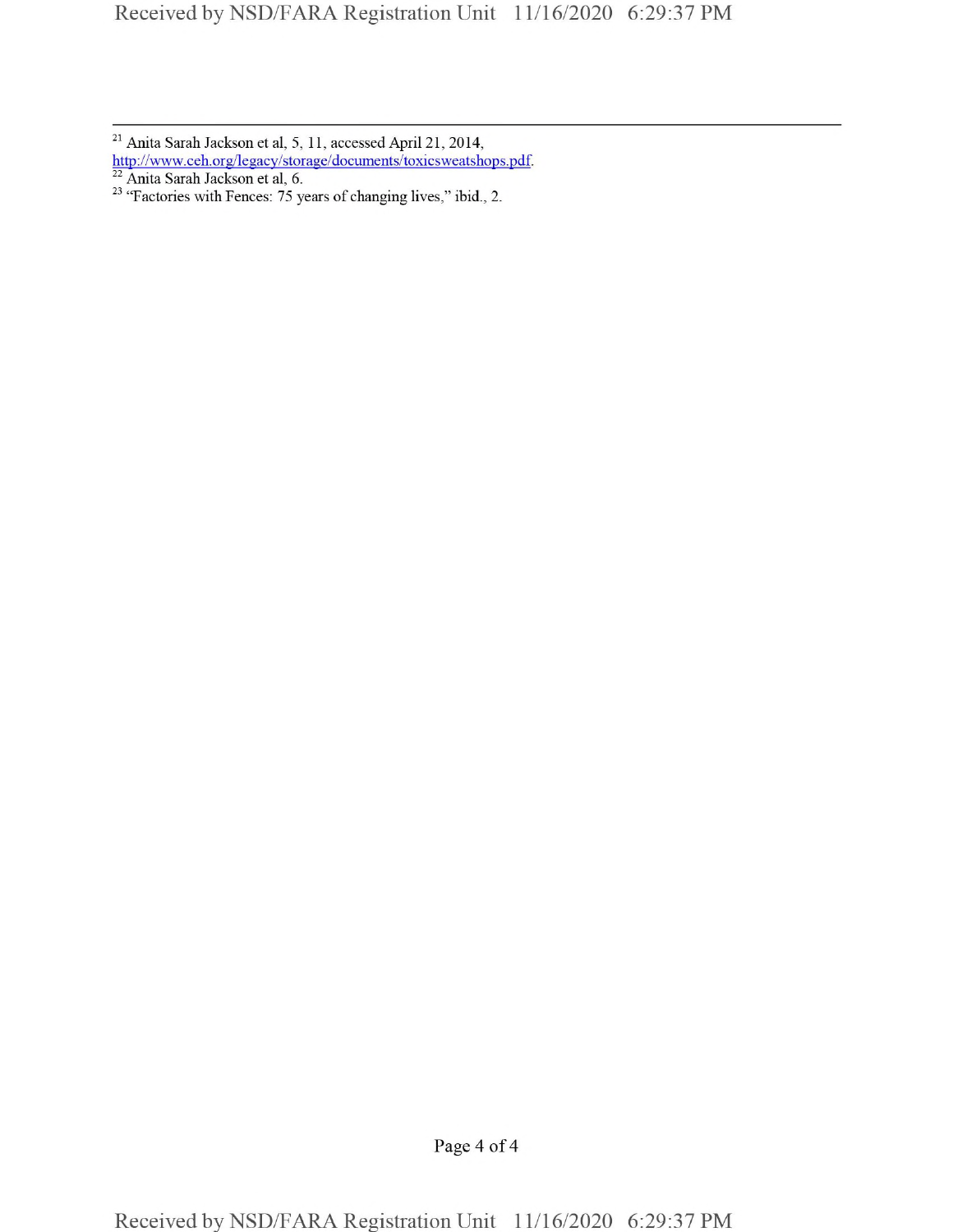[21] Anita Sarah Jackson et al, 5, 11, accessed April 21, 2014, http://www.ceh.org/legacy/storage/documents/toxicsweatshops.pdf.

[22] Anita Sarah Jackson et al, 6.

[23] "Factories with Fences: 75 years of changing lives," ibid., 2.